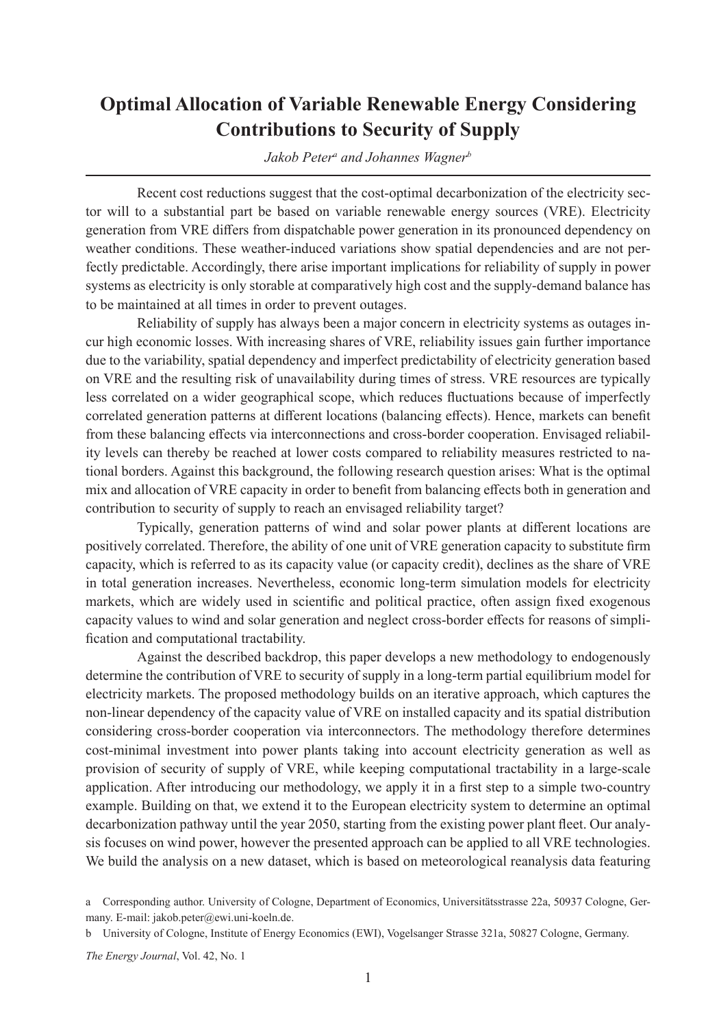# Optimal Allocation of Variable Renewable Energy Considering Contributions to Security of Supply

*Jakob Peter[a] and Johannes Wagner[b]*

Recent cost reductions suggest that the cost-optimal decarbonization of the electricity sector will to a substantial part be based on variable renewable energy sources (VRE). Electricity generation from VRE differs from dispatchable power generation in its pronounced dependency on weather conditions. These weather-induced variations show spatial dependencies and are not perfectly predictable. Accordingly, there arise important implications for reliability of supply in power systems as electricity is only storable at comparatively high cost and the supply-demand balance has to be maintained at all times in order to prevent outages.

Reliability of supply has always been a major concern in electricity systems as outages incur high economic losses. With increasing shares of VRE, reliability issues gain further importance due to the variability, spatial dependency and imperfect predictability of electricity generation based on VRE and the resulting risk of unavailability during times of stress. VRE resources are typically less correlated on a wider geographical scope, which reduces fluctuations because of imperfectly correlated generation patterns at different locations (balancing effects). Hence, markets can benefit from these balancing effects via interconnections and cross-border cooperation. Envisaged reliability levels can thereby be reached at lower costs compared to reliability measures restricted to national borders. Against this background, the following research question arises: What is the optimal mix and allocation of VRE capacity in order to benefit from balancing effects both in generation and contribution to security of supply to reach an envisaged reliability target?

Typically, generation patterns of wind and solar power plants at different locations are positively correlated. Therefore, the ability of one unit of VRE generation capacity to substitute firm capacity, which is referred to as its capacity value (or capacity credit), declines as the share of VRE in total generation increases. Nevertheless, economic long-term simulation models for electricity markets, which are widely used in scientific and political practice, often assign fixed exogenous capacity values to wind and solar generation and neglect cross-border effects for reasons of simplification and computational tractability.

Against the described backdrop, this paper develops a new methodology to endogenously determine the contribution of VRE to security of supply in a long-term partial equilibrium model for electricity markets. The proposed methodology builds on an iterative approach, which captures the non-linear dependency of the capacity value of VRE on installed capacity and its spatial distribution considering cross-border cooperation via interconnectors. The methodology therefore determines cost-minimal investment into power plants taking into account electricity generation as well as provision of security of supply of VRE, while keeping computational tractability in a large-scale application. After introducing our methodology, we apply it in a first step to a simple two-country example. Building on that, we extend it to the European electricity system to determine an optimal decarbonization pathway until the year 2050, starting from the existing power plant fleet. Our analysis focuses on wind power, however the presented approach can be applied to all VRE technologies. We build the analysis on a new dataset, which is based on meteorological reanalysis data featuring

a Corresponding author. University of Cologne, Department of Economics, Universitätsstrasse 22a, 50937 Cologne, Germany. E-mail: jakob.peter@ewi.uni-koeln.de.

b University of Cologne, Institute of Energy Economics (EWI), Vogelsanger Strasse 321a, 50827 Cologne, Germany.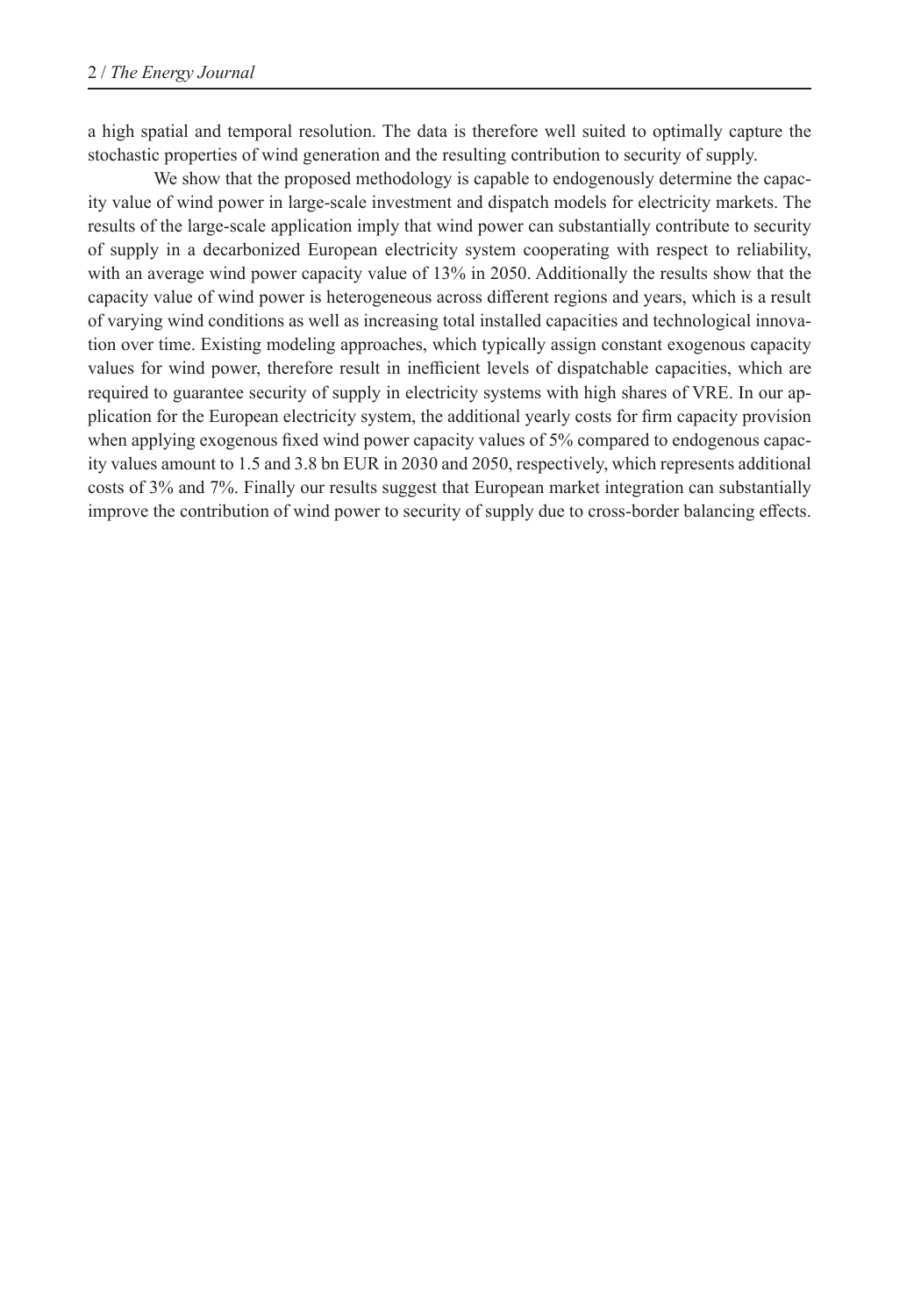a high spatial and temporal resolution. The data is therefore well suited to optimally capture the stochastic properties of wind generation and the resulting contribution to security of supply.

We show that the proposed methodology is capable to endogenously determine the capacity value of wind power in large-scale investment and dispatch models for electricity markets. The results of the large-scale application imply that wind power can substantially contribute to security of supply in a decarbonized European electricity system cooperating with respect to reliability, with an average wind power capacity value of 13% in 2050. Additionally the results show that the capacity value of wind power is heterogeneous across different regions and years, which is a result of varying wind conditions as well as increasing total installed capacities and technological innovation over time. Existing modeling approaches, which typically assign constant exogenous capacity values for wind power, therefore result in inefficient levels of dispatchable capacities, which are required to guarantee security of supply in electricity systems with high shares of VRE. In our application for the European electricity system, the additional yearly costs for firm capacity provision when applying exogenous fixed wind power capacity values of 5% compared to endogenous capacity values amount to 1.5 and 3.8 bn EUR in 2030 and 2050, respectively, which represents additional costs of 3% and 7%. Finally our results suggest that European market integration can substantially improve the contribution of wind power to security of supply due to cross-border balancing effects.